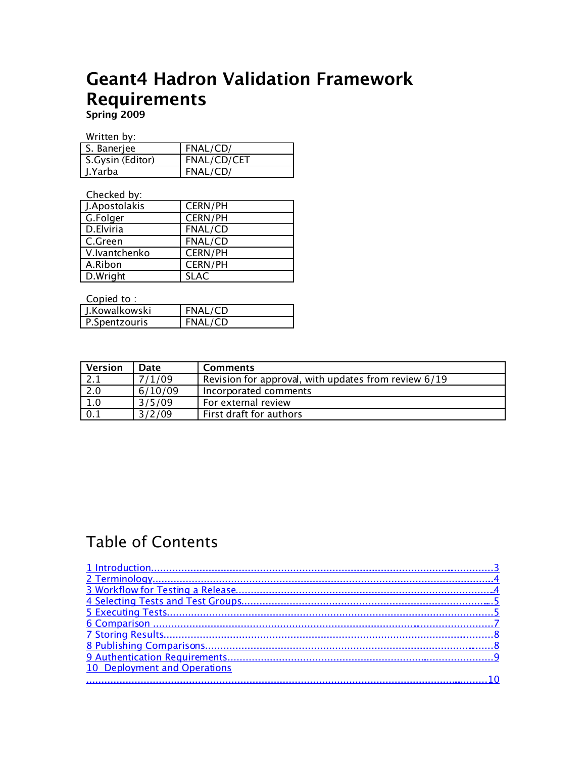# Geant4 Hadron Validation Framework Requirements

**Spring 2009**

Written by:

| | |
|---|---|
| S. Banerjee | FNAL/CD/ |
| S.Gysin (Editor) | FNAL/CD/CET |
| J.Yarba | FNAL/CD/ |

Checked by:

| | |
|---|---|
| J.Apostolakis | CERN/PH |
| G.Folger | CERN/PH |
| D.Elviria | FNAL/CD |
| C.Green | FNAL/CD |
| V.Ivantchenko | CERN/PH |
| A.Ribon | CERN/PH |
| D.Wright | SLAC |

Copied to :

| | |
|---|---|
| J.Kowalkowski | FNAL/CD |
| P.Spentzouris | FNAL/CD |

| Version | Date | Comments |
|---|---|---|
| 2.1 | 7/1/09 | Revision for approval, with updates from review 6/19 |
| 2.0 | 6/10/09 | Incorporated comments |
| 1.0 | 3/5/09 | For external review |
| 0.1 | 3/2/09 | First draft for authors |

## Table of Contents

1 Introduction....................................................3
2 Terminology....................................................4
3 Workflow for Testing a Release....................................................4
4 Selecting Tests and Test Groups....................................................5
5 Executing Tests....................................................5
6 Comparison....................................................7
7 Storing Results....................................................8
8 Publishing Comparisons....................................................8
9 Authentication Requirements....................................................9
10 Deployment and Operations....................................................10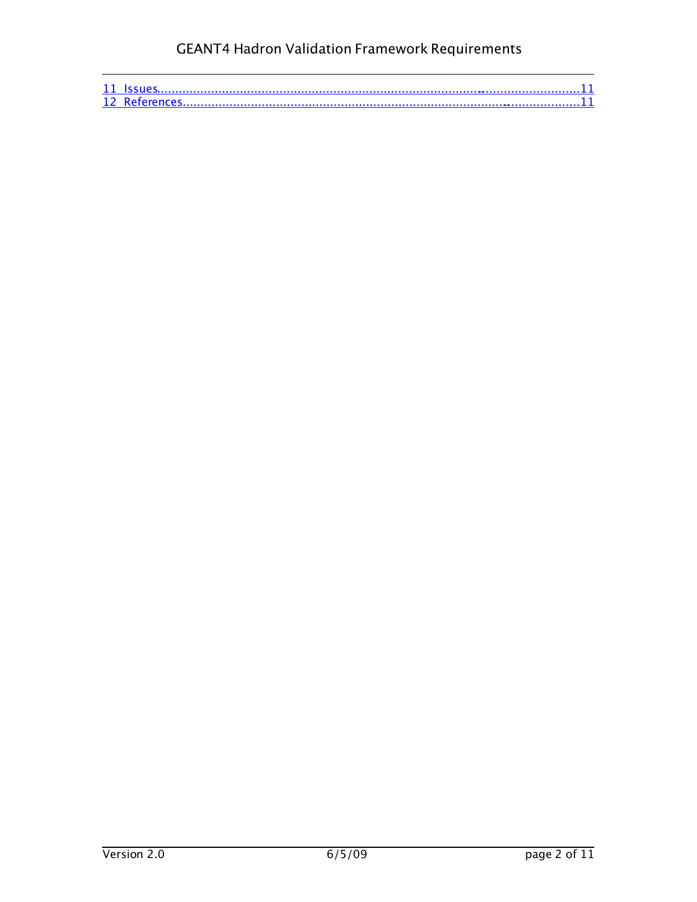11 Issues....................................................................................................................11

12 References............................................................................................................11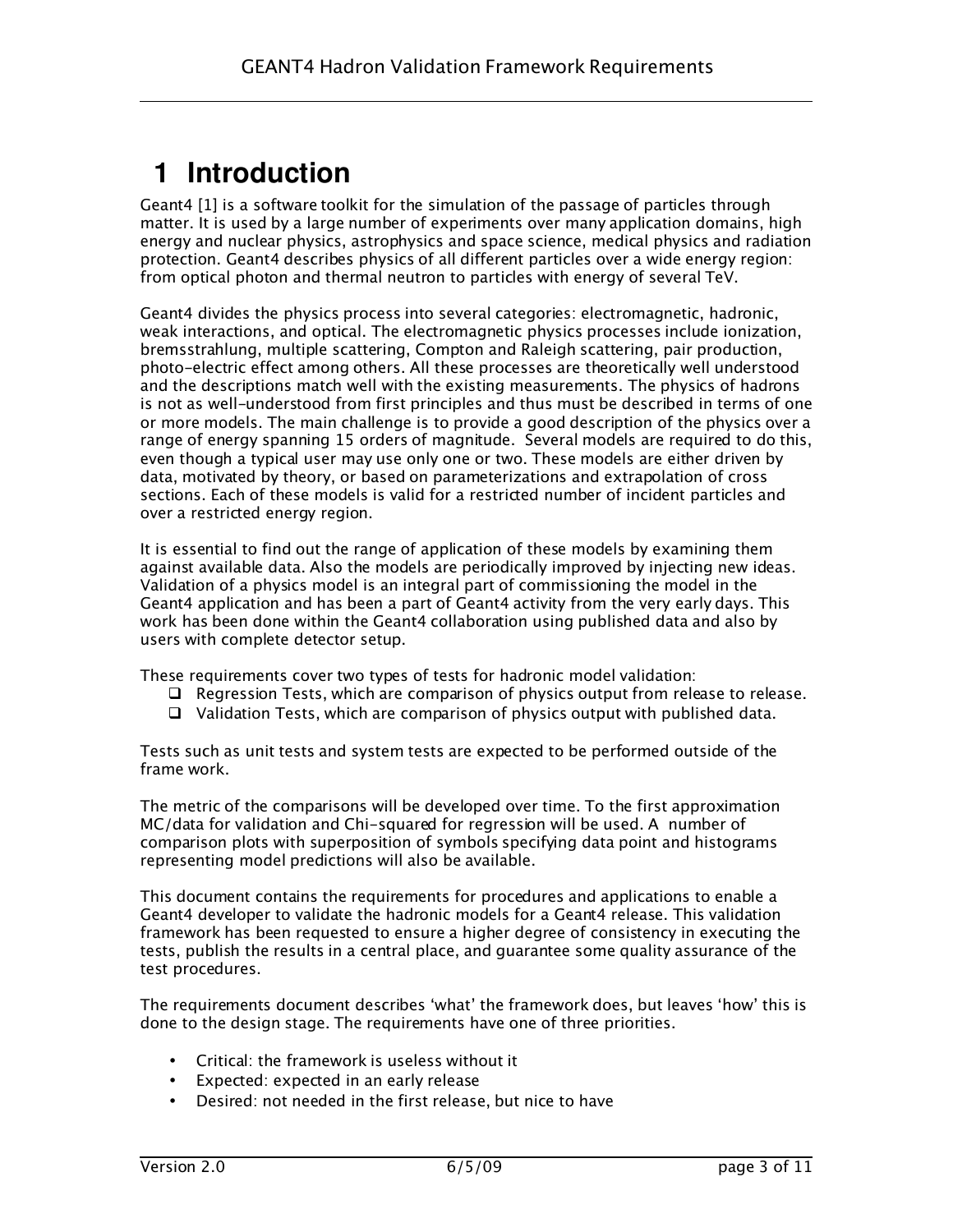# 1 Introduction

Geant4 [1] is a software toolkit for the simulation of the passage of particles through matter. It is used by a large number of experiments over many application domains, high energy and nuclear physics, astrophysics and space science, medical physics and radiation protection. Geant4 describes physics of all different particles over a wide energy region: from optical photon and thermal neutron to particles with energy of several TeV.

Geant4 divides the physics process into several categories: electromagnetic, hadronic, weak interactions, and optical. The electromagnetic physics processes include ionization, bremsstrahlung, multiple scattering, Compton and Raleigh scattering, pair production, photo-electric effect among others. All these processes are theoretically well understood and the descriptions match well with the existing measurements. The physics of hadrons is not as well-understood from first principles and thus must be described in terms of one or more models. The main challenge is to provide a good description of the physics over a range of energy spanning 15 orders of magnitude. Several models are required to do this, even though a typical user may use only one or two. These models are either driven by data, motivated by theory, or based on parameterizations and extrapolation of cross sections. Each of these models is valid for a restricted number of incident particles and over a restricted energy region.

It is essential to find out the range of application of these models by examining them against available data. Also the models are periodically improved by injecting new ideas. Validation of a physics model is an integral part of commissioning the model in the Geant4 application and has been a part of Geant4 activity from the very early days. This work has been done within the Geant4 collaboration using published data and also by users with complete detector setup.

These requirements cover two types of tests for hadronic model validation:

- Regression Tests, which are comparison of physics output from release to release.
- Validation Tests, which are comparison of physics output with published data.

Tests such as unit tests and system tests are expected to be performed outside of the frame work.

The metric of the comparisons will be developed over time. To the first approximation MC/data for validation and Chi-squared for regression will be used. A number of comparison plots with superposition of symbols specifying data point and histograms representing model predictions will also be available.

This document contains the requirements for procedures and applications to enable a Geant4 developer to validate the hadronic models for a Geant4 release. This validation framework has been requested to ensure a higher degree of consistency in executing the tests, publish the results in a central place, and guarantee some quality assurance of the test procedures.

The requirements document describes 'what' the framework does, but leaves 'how' this is done to the design stage. The requirements have one of three priorities.

- Critical: the framework is useless without it
- Expected: expected in an early release
- Desired: not needed in the first release, but nice to have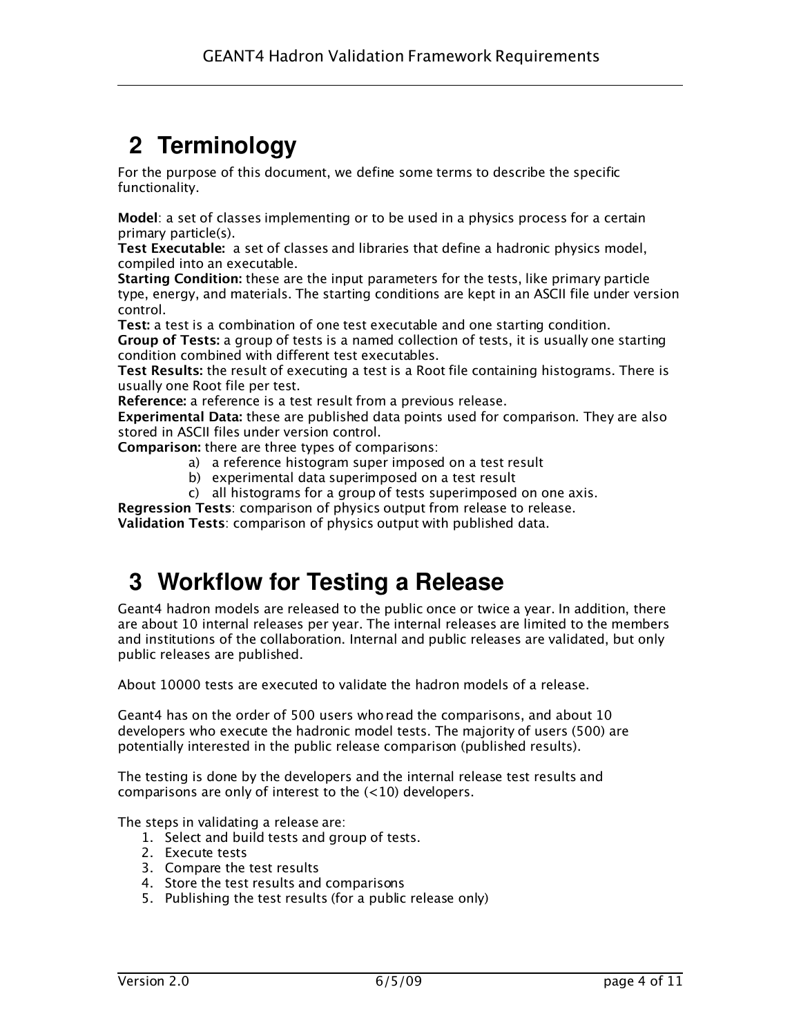# 2 Terminology

For the purpose of this document, we define some terms to describe the specific functionality.

**Model**: a set of classes implementing or to be used in a physics process for a certain primary particle(s).
**Test Executable:** a set of classes and libraries that define a hadronic physics model, compiled into an executable.
**Starting Condition:** these are the input parameters for the tests, like primary particle type, energy, and materials. The starting conditions are kept in an ASCII file under version control.
**Test:** a test is a combination of one test executable and one starting condition.
**Group of Tests:** a group of tests is a named collection of tests, it is usually one starting condition combined with different test executables.
**Test Results:** the result of executing a test is a Root file containing histograms. There is usually one Root file per test.
**Reference:** a reference is a test result from a previous release.
**Experimental Data:** these are published data points used for comparison. They are also stored in ASCII files under version control.
**Comparison:** there are three types of comparisons:

a) a reference histogram super imposed on a test result
b) experimental data superimposed on a test result
c) all histograms for a group of tests superimposed on one axis.

**Regression Tests**: comparison of physics output from release to release.
**Validation Tests**: comparison of physics output with published data.

# 3 Workflow for Testing a Release

Geant4 hadron models are released to the public once or twice a year. In addition, there are about 10 internal releases per year. The internal releases are limited to the members and institutions of the collaboration. Internal and public releases are validated, but only public releases are published.

About 10000 tests are executed to validate the hadron models of a release.

Geant4 has on the order of 500 users who read the comparisons, and about 10 developers who execute the hadronic model tests. The majority of users (500) are potentially interested in the public release comparison (published results).

The testing is done by the developers and the internal release test results and comparisons are only of interest to the (<10) developers.

The steps in validating a release are:

1. Select and build tests and group of tests.
2. Execute tests
3. Compare the test results
4. Store the test results and comparisons
5. Publishing the test results (for a public release only)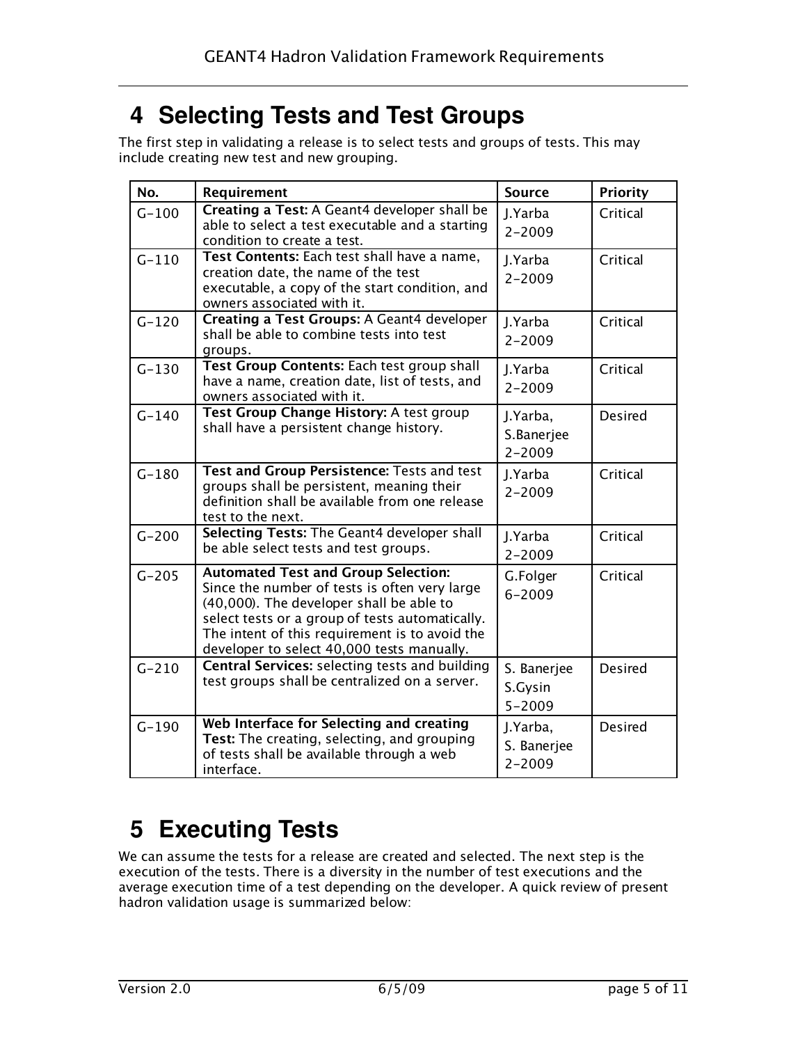# 4 Selecting Tests and Test Groups

The first step in validating a release is to select tests and groups of tests. This may include creating new test and new grouping.

| No. | Requirement | Source | Priority |
| --- | --- | --- | --- |
| G-100 | **Creating a Test:** A Geant4 developer shall be able to select a test executable and a starting condition to create a test. | J.Yarba 2-2009 | Critical |
| G-110 | **Test Contents:** Each test shall have a name, creation date, the name of the test executable, a copy of the start condition, and owners associated with it. | J.Yarba 2-2009 | Critical |
| G-120 | **Creating a Test Groups:** A Geant4 developer shall be able to combine tests into test groups. | J.Yarba 2-2009 | Critical |
| G-130 | **Test Group Contents:** Each test group shall have a name, creation date, list of tests, and owners associated with it. | J.Yarba 2-2009 | Critical |
| G-140 | **Test Group Change History:** A test group shall have a persistent change history. | J.Yarba, S.Banerjee 2-2009 | Desired |
| G-180 | **Test and Group Persistence:** Tests and test groups shall be persistent, meaning their definition shall be available from one release test to the next. | J.Yarba 2-2009 | Critical |
| G-200 | **Selecting Tests:** The Geant4 developer shall be able select tests and test groups. | J.Yarba 2-2009 | Critical |
| G-205 | **Automated Test and Group Selection:** Since the number of tests is often very large (40,000). The developer shall be able to select tests or a group of tests automatically. The intent of this requirement is to avoid the developer to select 40,000 tests manually. | G.Folger 6-2009 | Critical |
| G-210 | **Central Services:** selecting tests and building test groups shall be centralized on a server. | S. Banerjee S.Gysin 5-2009 | Desired |
| G-190 | **Web Interface for Selecting and creating Test:** The creating, selecting, and grouping of tests shall be available through a web interface. | J.Yarba, S. Banerjee 2-2009 | Desired |

# 5 Executing Tests

We can assume the tests for a release are created and selected. The next step is the execution of the tests. There is a diversity in the number of test executions and the average execution time of a test depending on the developer. A quick review of present hadron validation usage is summarized below: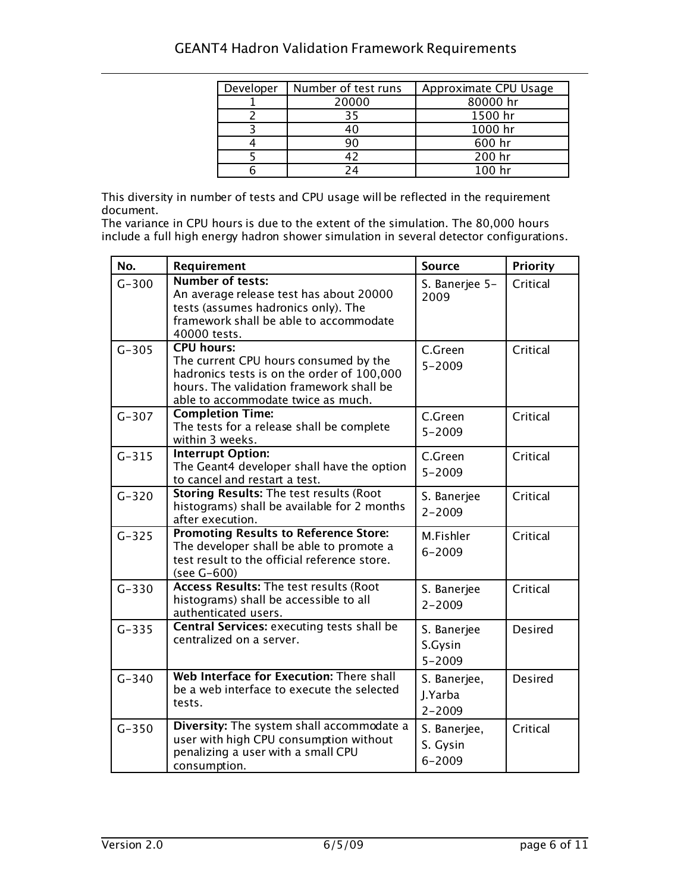| Developer | Number of test runs | Approximate CPU Usage |
| --- | --- | --- |
| 1 | 20000 | 80000 hr |
| 2 | 35 | 1500 hr |
| 3 | 40 | 1000 hr |
| 4 | 90 | 600 hr |
| 5 | 42 | 200 hr |
| 6 | 24 | 100 hr |

This diversity in number of tests and CPU usage will be reflected in the requirement document.
The variance in CPU hours is due to the extent of the simulation. The 80,000 hours include a full high energy hadron shower simulation in several detector configurations.

| No. | Requirement | Source | Priority |
| --- | --- | --- | --- |
| G-300 | **Number of tests:** An average release test has about 20000 tests (assumes hadronics only). The framework shall be able to accommodate 40000 tests. | S. Banerjee 5-2009 | Critical |
| G-305 | **CPU hours:** The current CPU hours consumed by the hadronics tests is on the order of 100,000 hours. The validation framework shall be able to accommodate twice as much. | C.Green 5-2009 | Critical |
| G-307 | **Completion Time:** The tests for a release shall be complete within 3 weeks. | C.Green 5-2009 | Critical |
| G-315 | **Interrupt Option:** The Geant4 developer shall have the option to cancel and restart a test. | C.Green 5-2009 | Critical |
| G-320 | **Storing Results:** The test results (Root histograms) shall be available for 2 months after execution. | S. Banerjee 2-2009 | Critical |
| G-325 | **Promoting Results to Reference Store:** The developer shall be able to promote a test result to the official reference store. (see G-600) | M.Fishler 6-2009 | Critical |
| G-330 | **Access Results:** The test results (Root histograms) shall be accessible to all authenticated users. | S. Banerjee 2-2009 | Critical |
| G-335 | **Central Services:** executing tests shall be centralized on a server. | S. Banerjee S.Gysin 5-2009 | Desired |
| G-340 | **Web Interface for Execution:** There shall be a web interface to execute the selected tests. | S. Banerjee, J.Yarba 2-2009 | Desired |
| G-350 | **Diversity:** The system shall accommodate a user with high CPU consumption without penalizing a user with a small CPU consumption. | S. Banerjee, S. Gysin 6-2009 | Critical |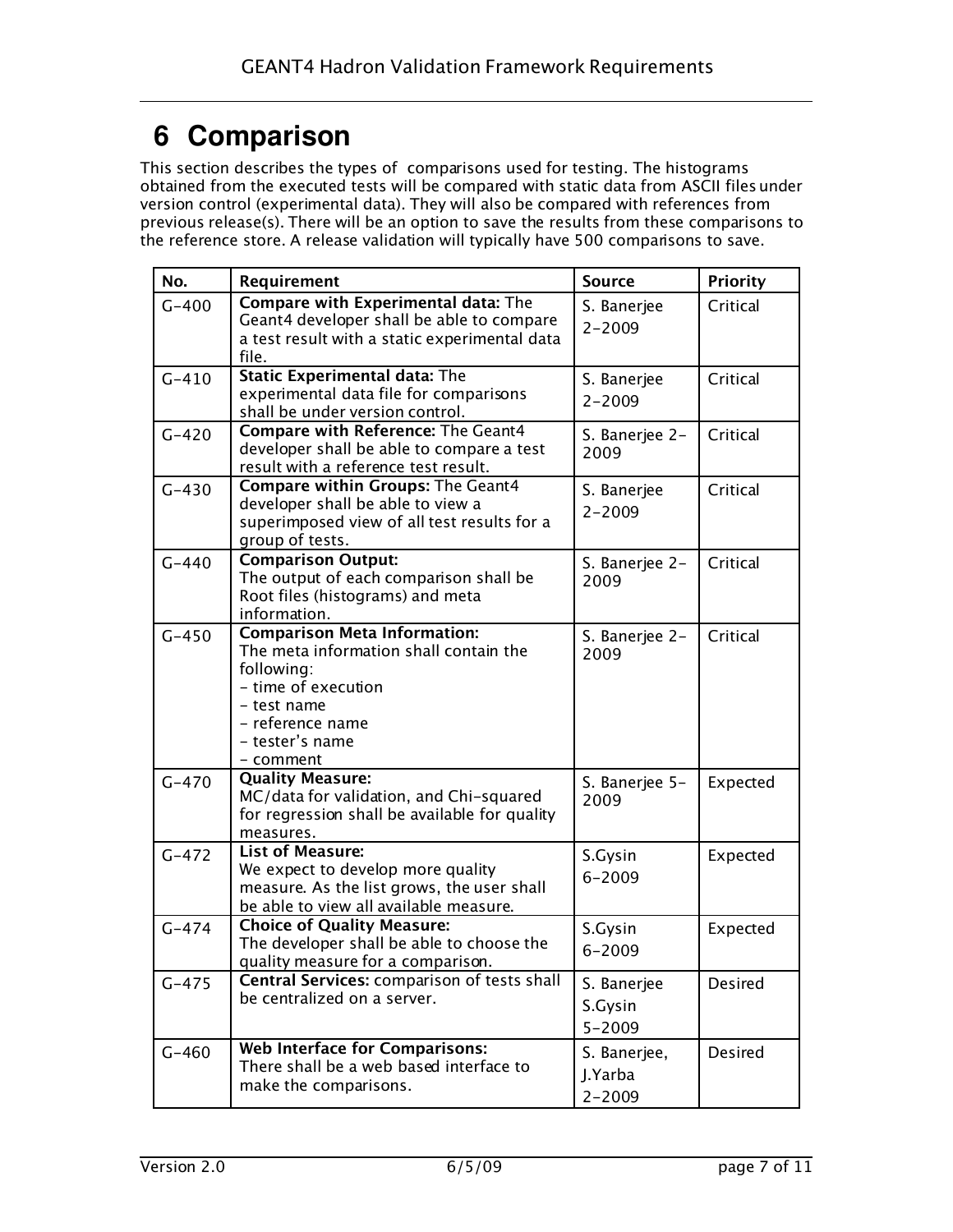# 6 Comparison

This section describes the types of comparisons used for testing. The histograms obtained from the executed tests will be compared with static data from ASCII files under version control (experimental data). They will also be compared with references from previous release(s). There will be an option to save the results from these comparisons to the reference store. A release validation will typically have 500 comparisons to save.

| No. | Requirement | Source | Priority |
|---|---|---|---|
| G-400 | **Compare with Experimental data:** The Geant4 developer shall be able to compare a test result with a static experimental data file. | S. Banerjee 2-2009 | Critical |
| G-410 | **Static Experimental data:** The experimental data file for comparisons shall be under version control. | S. Banerjee 2-2009 | Critical |
| G-420 | **Compare with Reference:** The Geant4 developer shall be able to compare a test result with a reference test result. | S. Banerjee 2-2009 | Critical |
| G-430 | **Compare within Groups:** The Geant4 developer shall be able to view a superimposed view of all test results for a group of tests. | S. Banerjee 2-2009 | Critical |
| G-440 | **Comparison Output:** The output of each comparison shall be Root files (histograms) and meta information. | S. Banerjee 2-2009 | Critical |
| G-450 | **Comparison Meta Information:** The meta information shall contain the following: <br>- time of execution <br>- test name <br>- reference name <br>- tester's name <br>- comment | S. Banerjee 2-2009 | Critical |
| G-470 | **Quality Measure:** MC/data for validation, and Chi-squared for regression shall be available for quality measures. | S. Banerjee 5-2009 | Expected |
| G-472 | **List of Measure:** We expect to develop more quality measure. As the list grows, the user shall be able to view all available measure. | S.Gysin 6-2009 | Expected |
| G-474 | **Choice of Quality Measure:** The developer shall be able to choose the quality measure for a comparison. | S.Gysin 6-2009 | Expected |
| G-475 | **Central Services:** comparison of tests shall be centralized on a server. | S. Banerjee S.Gysin 5-2009 | Desired |
| G-460 | **Web Interface for Comparisons:** There shall be a web based interface to make the comparisons. | S. Banerjee, J.Yarba 2-2009 | Desired |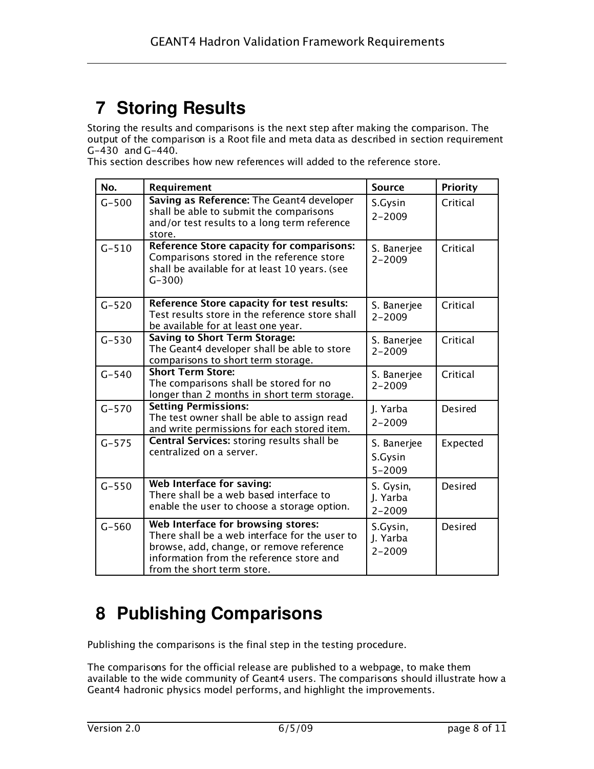# 7 Storing Results

Storing the results and comparisons is the next step after making the comparison. The output of the comparison is a Root file and meta data as described in section requirement G-430 and G-440.
This section describes how new references will added to the reference store.

| No. | Requirement | Source | Priority |
|---|---|---|---|
| G-500 | **Saving as Reference:** The Geant4 developer shall be able to submit the comparisons and/or test results to a long term reference store. | S.Gysin 2-2009 | Critical |
| G-510 | **Reference Store capacity for comparisons:** Comparisons stored in the reference store shall be available for at least 10 years. (see G-300) | S. Banerjee 2-2009 | Critical |
| G-520 | **Reference Store capacity for test results:** Test results store in the reference store shall be available for at least one year. | S. Banerjee 2-2009 | Critical |
| G-530 | **Saving to Short Term Storage:** The Geant4 developer shall be able to store comparisons to short term storage. | S. Banerjee 2-2009 | Critical |
| G-540 | **Short Term Store:** The comparisons shall be stored for no longer than 2 months in short term storage. | S. Banerjee 2-2009 | Critical |
| G-570 | **Setting Permissions:** The test owner shall be able to assign read and write permissions for each stored item. | J. Yarba 2-2009 | Desired |
| G-575 | **Central Services:** storing results shall be centralized on a server. | S. Banerjee S.Gysin 5-2009 | Expected |
| G-550 | **Web Interface for saving:** There shall be a web based interface to enable the user to choose a storage option. | S. Gysin, J. Yarba 2-2009 | Desired |
| G-560 | **Web Interface for browsing stores:** There shall be a web interface for the user to browse, add, change, or remove reference information from the reference store and from the short term store. | S.Gysin, J. Yarba 2-2009 | Desired |

# 8 Publishing Comparisons

Publishing the comparisons is the final step in the testing procedure.

The comparisons for the official release are published to a webpage, to make them available to the wide community of Geant4 users. The comparisons should illustrate how a Geant4 hadronic physics model performs, and highlight the improvements.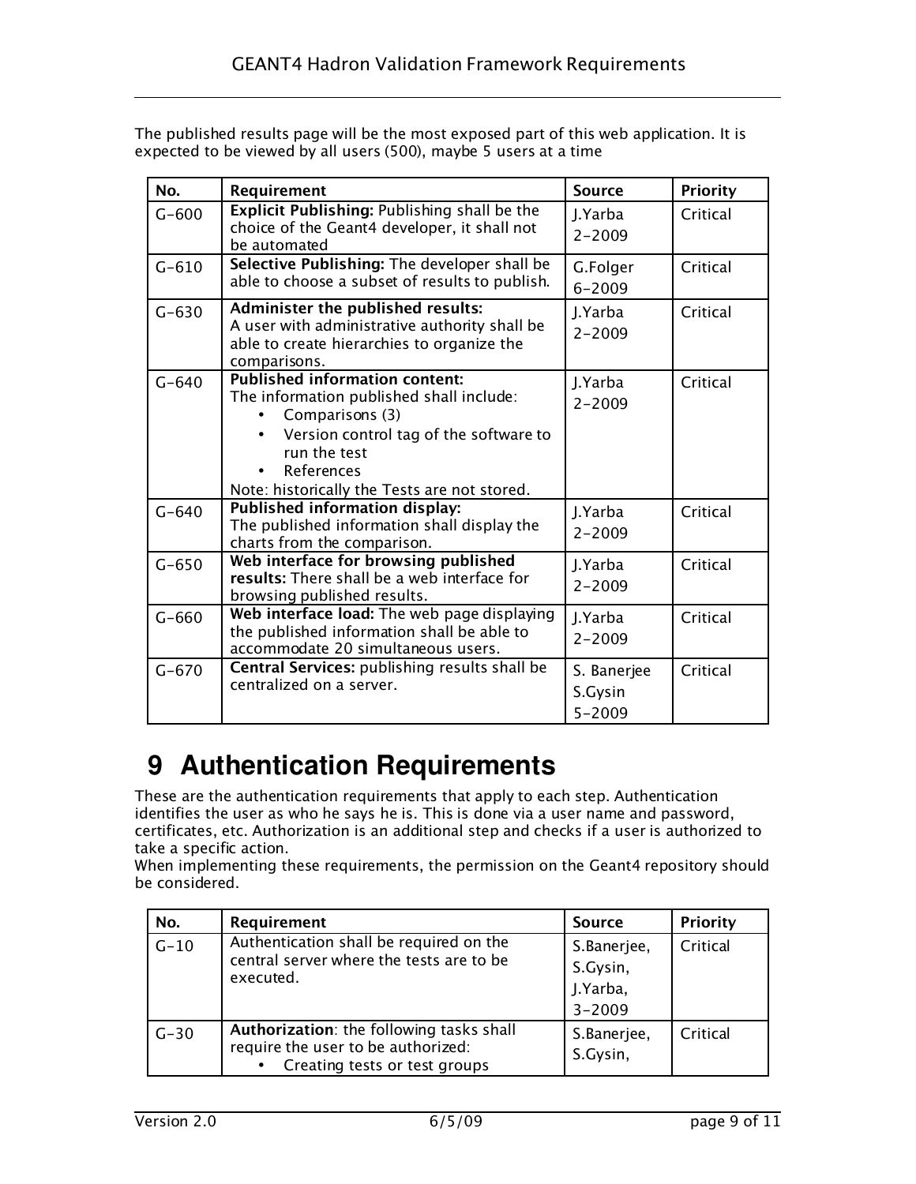The published results page will be the most exposed part of this web application. It is expected to be viewed by all users (500), maybe 5 users at a time

| No. | Requirement | Source | Priority |
|---|---|---|---|
| G-600 | **Explicit Publishing:** Publishing shall be the choice of the Geant4 developer, it shall not be automated | J.Yarba 2-2009 | Critical |
| G-610 | **Selective Publishing:** The developer shall be able to choose a subset of results to publish. | G.Folger 6-2009 | Critical |
| G-630 | **Administer the published results:** A user with administrative authority shall be able to create hierarchies to organize the comparisons. | J.Yarba 2-2009 | Critical |
| G-640 | **Published information content:** The information published shall include: <br>• Comparisons (3) <br>• Version control tag of the software to run the test <br>• References <br>Note: historically the Tests are not stored. | J.Yarba 2-2009 | Critical |
| G-640 | **Published information display:** The published information shall display the charts from the comparison. | J.Yarba 2-2009 | Critical |
| G-650 | **Web interface for browsing published results:** There shall be a web interface for browsing published results. | J.Yarba 2-2009 | Critical |
| G-660 | **Web interface load:** The web page displaying the published information shall be able to accommodate 20 simultaneous users. | J.Yarba 2-2009 | Critical |
| G-670 | **Central Services:** publishing results shall be centralized on a server. | S. Banerjee S.Gysin 5-2009 | Critical |

# 9 Authentication Requirements

These are the authentication requirements that apply to each step. Authentication identifies the user as who he says he is. This is done via a user name and password, certificates, etc. Authorization is an additional step and checks if a user is authorized to take a specific action.
When implementing these requirements, the permission on the Geant4 repository should be considered.

| No. | Requirement | Source | Priority |
|---|---|---|---|
| G-10 | Authentication shall be required on the central server where the tests are to be executed. | S.Banerjee, S.Gysin, J.Yarba, 3-2009 | Critical |
| G-30 | **Authorization**: the following tasks shall require the user to be authorized: <br>• Creating tests or test groups | S.Banerjee, S.Gysin, | Critical |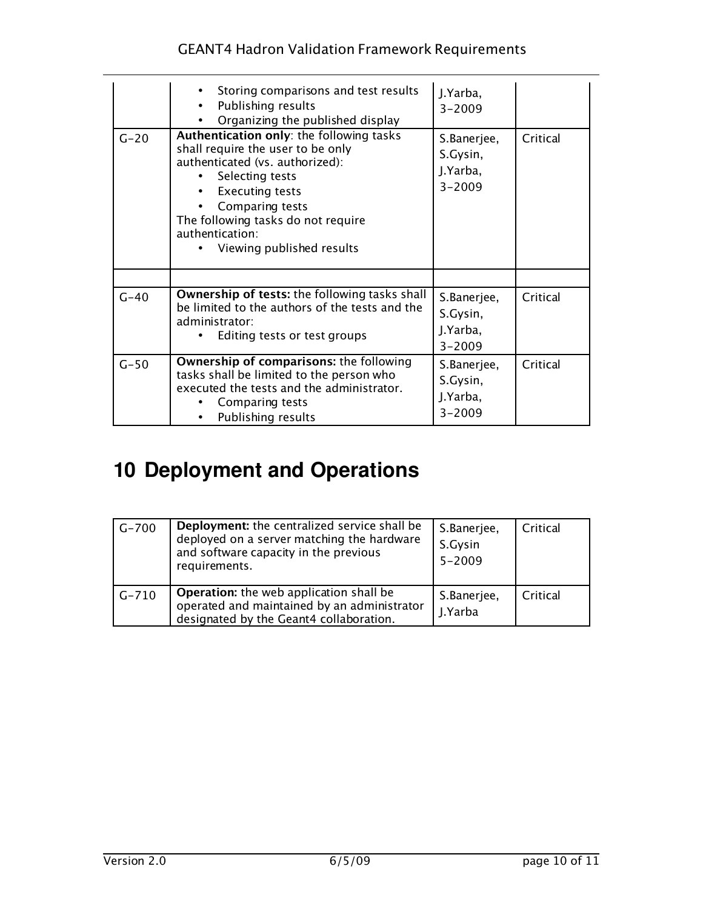| | | | |
|---|---|---|---|
| | • Storing comparisons and test results<br>• Publishing results<br>• Organizing the published display | J.Yarba, 3-2009 | |
| G-20 | **Authentication only**: the following tasks shall require the user to be only authenticated (vs. authorized):<br>• Selecting tests<br>• Executing tests<br>• Comparing tests<br>The following tasks do not require authentication:<br>• Viewing published results | S.Banerjee, S.Gysin, J.Yarba, 3-2009 | Critical |
| | | | |
| G-40 | **Ownership of tests:** the following tasks shall be limited to the authors of the tests and the administrator:<br>• Editing tests or test groups | S.Banerjee, S.Gysin, J.Yarba, 3-2009 | Critical |
| G-50 | **Ownership of comparisons:** the following tasks shall be limited to the person who executed the tests and the administrator.<br>• Comparing tests<br>• Publishing results | S.Banerjee, S.Gysin, J.Yarba, 3-2009 | Critical |

# 10 Deployment and Operations

| | | | |
|---|---|---|---|
| G-700 | **Deployment:** the centralized service shall be deployed on a server matching the hardware and software capacity in the previous requirements. | S.Banerjee, S.Gysin 5-2009 | Critical |
| G-710 | **Operation:** the web application shall be operated and maintained by an administrator designated by the Geant4 collaboration. | S.Banerjee, J.Yarba | Critical |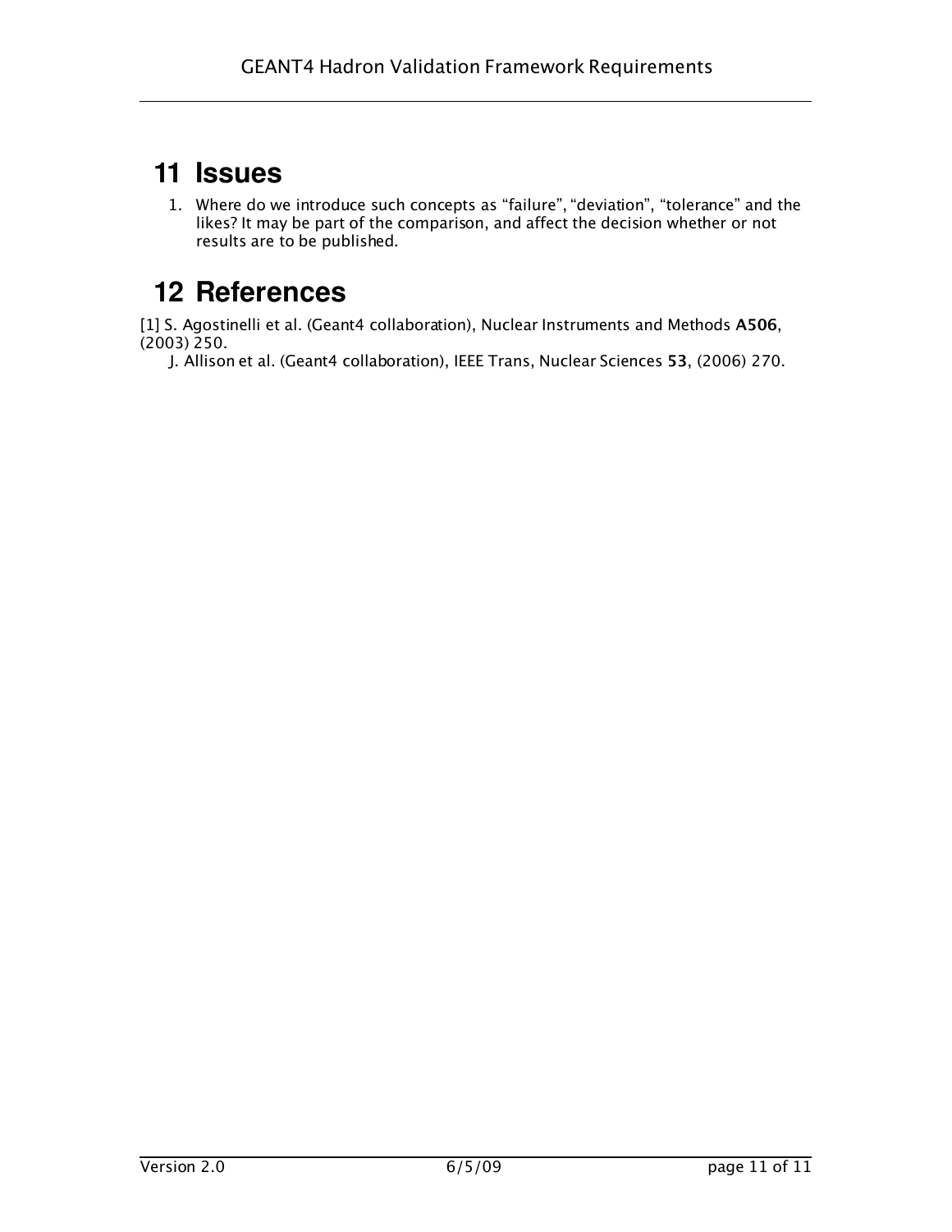# 11 Issues

1. Where do we introduce such concepts as “failure”, “deviation”, “tolerance” and the likes? It may be part of the comparison, and affect the decision whether or not results are to be published.

# 12 References

[1] S. Agostinelli et al. (Geant4 collaboration), Nuclear Instruments and Methods **A506**, (2003) 250.
J. Allison et al. (Geant4 collaboration), IEEE Trans, Nuclear Sciences **53**, (2006) 270.